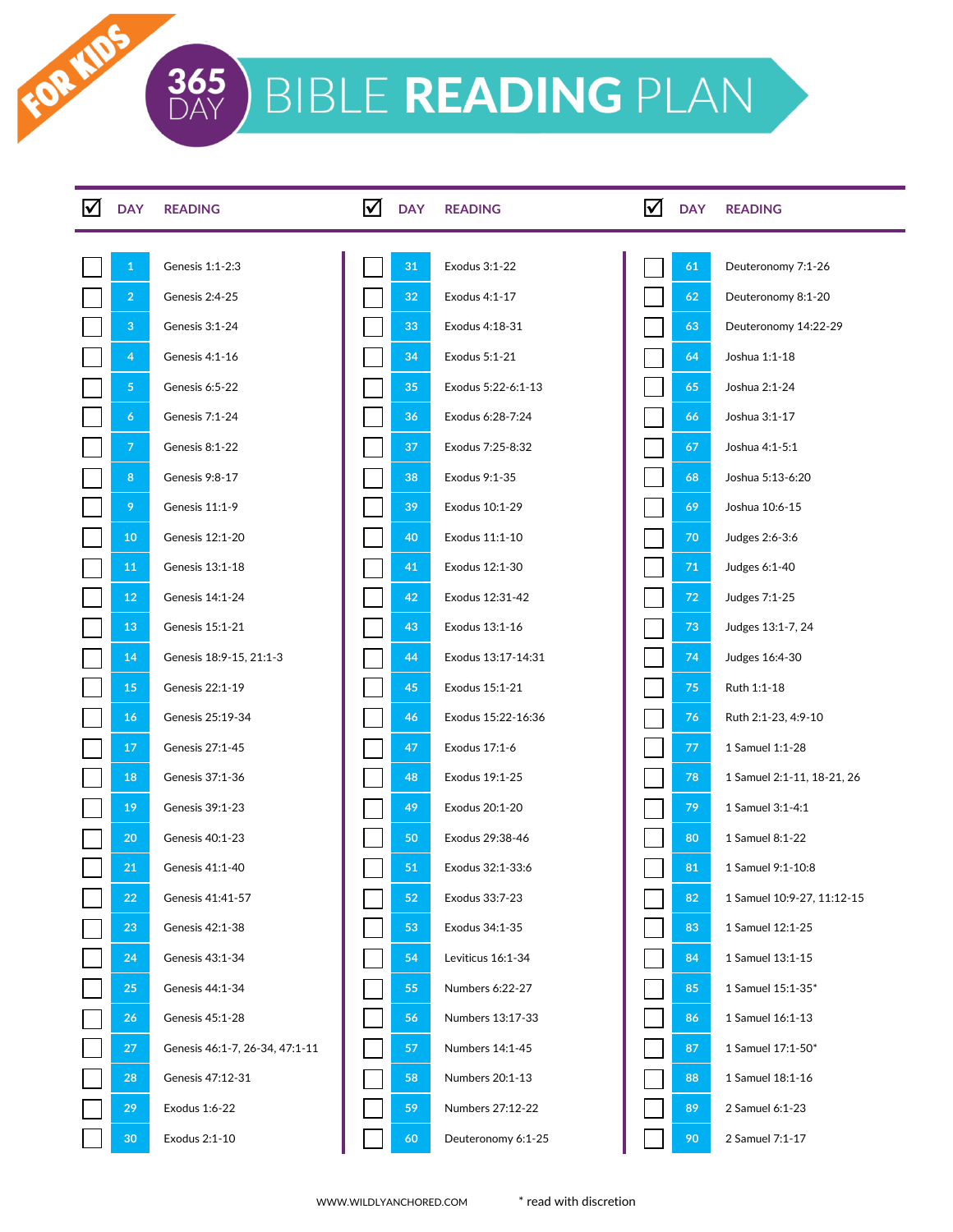FOR KIDS

# 365 DAY BIBLE READING PLAN

| ☑ | DAY | READING |
|---|---|---|
| ☐ | 1 | Genesis 1:1-2:3 |
| ☐ | 2 | Genesis 2:4-25 |
| ☐ | 3 | Genesis 3:1-24 |
| ☐ | 4 | Genesis 4:1-16 |
| ☐ | 5 | Genesis 6:5-22 |
| ☐ | 6 | Genesis 7:1-24 |
| ☐ | 7 | Genesis 8:1-22 |
| ☐ | 8 | Genesis 9:8-17 |
| ☐ | 9 | Genesis 11:1-9 |
| ☐ | 10 | Genesis 12:1-20 |
| ☐ | 11 | Genesis 13:1-18 |
| ☐ | 12 | Genesis 14:1-24 |
| ☐ | 13 | Genesis 15:1-21 |
| ☐ | 14 | Genesis 18:9-15, 21:1-3 |
| ☐ | 15 | Genesis 22:1-19 |
| ☐ | 16 | Genesis 25:19-34 |
| ☐ | 17 | Genesis 27:1-45 |
| ☐ | 18 | Genesis 37:1-36 |
| ☐ | 19 | Genesis 39:1-23 |
| ☐ | 20 | Genesis 40:1-23 |
| ☐ | 21 | Genesis 41:1-40 |
| ☐ | 22 | Genesis 41:41-57 |
| ☐ | 23 | Genesis 42:1-38 |
| ☐ | 24 | Genesis 43:1-34 |
| ☐ | 25 | Genesis 44:1-34 |
| ☐ | 26 | Genesis 45:1-28 |
| ☐ | 27 | Genesis 46:1-7, 26-34, 47:1-11 |
| ☐ | 28 | Genesis 47:12-31 |
| ☐ | 29 | Exodus 1:6-22 |
| ☐ | 30 | Exodus 2:1-10 |
| ☐ | 31 | Exodus 3:1-22 |
| ☐ | 32 | Exodus 4:1-17 |
| ☐ | 33 | Exodus 4:18-31 |
| ☐ | 34 | Exodus 5:1-21 |
| ☐ | 35 | Exodus 5:22-6:1-13 |
| ☐ | 36 | Exodus 6:28-7:24 |
| ☐ | 37 | Exodus 7:25-8:32 |
| ☐ | 38 | Exodus 9:1-35 |
| ☐ | 39 | Exodus 10:1-29 |
| ☐ | 40 | Exodus 11:1-10 |
| ☐ | 41 | Exodus 12:1-30 |
| ☐ | 42 | Exodus 12:31-42 |
| ☐ | 43 | Exodus 13:1-16 |
| ☐ | 44 | Exodus 13:17-14:31 |
| ☐ | 45 | Exodus 15:1-21 |
| ☐ | 46 | Exodus 15:22-16:36 |
| ☐ | 47 | Exodus 17:1-6 |
| ☐ | 48 | Exodus 19:1-25 |
| ☐ | 49 | Exodus 20:1-20 |
| ☐ | 50 | Exodus 29:38-46 |
| ☐ | 51 | Exodus 32:1-33:6 |
| ☐ | 52 | Exodus 33:7-23 |
| ☐ | 53 | Exodus 34:1-35 |
| ☐ | 54 | Leviticus 16:1-34 |
| ☐ | 55 | Numbers 6:22-27 |
| ☐ | 56 | Numbers 13:17-33 |
| ☐ | 57 | Numbers 14:1-45 |
| ☐ | 58 | Numbers 20:1-13 |
| ☐ | 59 | Numbers 27:12-22 |
| ☐ | 60 | Deuteronomy 6:1-25 |
| ☐ | 61 | Deuteronomy 7:1-26 |
| ☐ | 62 | Deuteronomy 8:1-20 |
| ☐ | 63 | Deuteronomy 14:22-29 |
| ☐ | 64 | Joshua 1:1-18 |
| ☐ | 65 | Joshua 2:1-24 |
| ☐ | 66 | Joshua 3:1-17 |
| ☐ | 67 | Joshua 4:1-5:1 |
| ☐ | 68 | Joshua 5:13-6:20 |
| ☐ | 69 | Joshua 10:6-15 |
| ☐ | 70 | Judges 2:6-3:6 |
| ☐ | 71 | Judges 6:1-40 |
| ☐ | 72 | Judges 7:1-25 |
| ☐ | 73 | Judges 13:1-7, 24 |
| ☐ | 74 | Judges 16:4-30 |
| ☐ | 75 | Ruth 1:1-18 |
| ☐ | 76 | Ruth 2:1-23, 4:9-10 |
| ☐ | 77 | 1 Samuel 1:1-28 |
| ☐ | 78 | 1 Samuel 2:1-11, 18-21, 26 |
| ☐ | 79 | 1 Samuel 3:1-4:1 |
| ☐ | 80 | 1 Samuel 8:1-22 |
| ☐ | 81 | 1 Samuel 9:1-10:8 |
| ☐ | 82 | 1 Samuel 10:9-27, 11:12-15 |
| ☐ | 83 | 1 Samuel 12:1-25 |
| ☐ | 84 | 1 Samuel 13:1-15 |
| ☐ | 85 | 1 Samuel 15:1-35* |
| ☐ | 86 | 1 Samuel 16:1-13 |
| ☐ | 87 | 1 Samuel 17:1-50* |
| ☐ | 88 | 1 Samuel 18:1-16 |
| ☐ | 89 | 2 Samuel 6:1-23 |
| ☐ | 90 | 2 Samuel 7:1-17 |

WWW.WILDLYANCHORED.COM

* read with discretion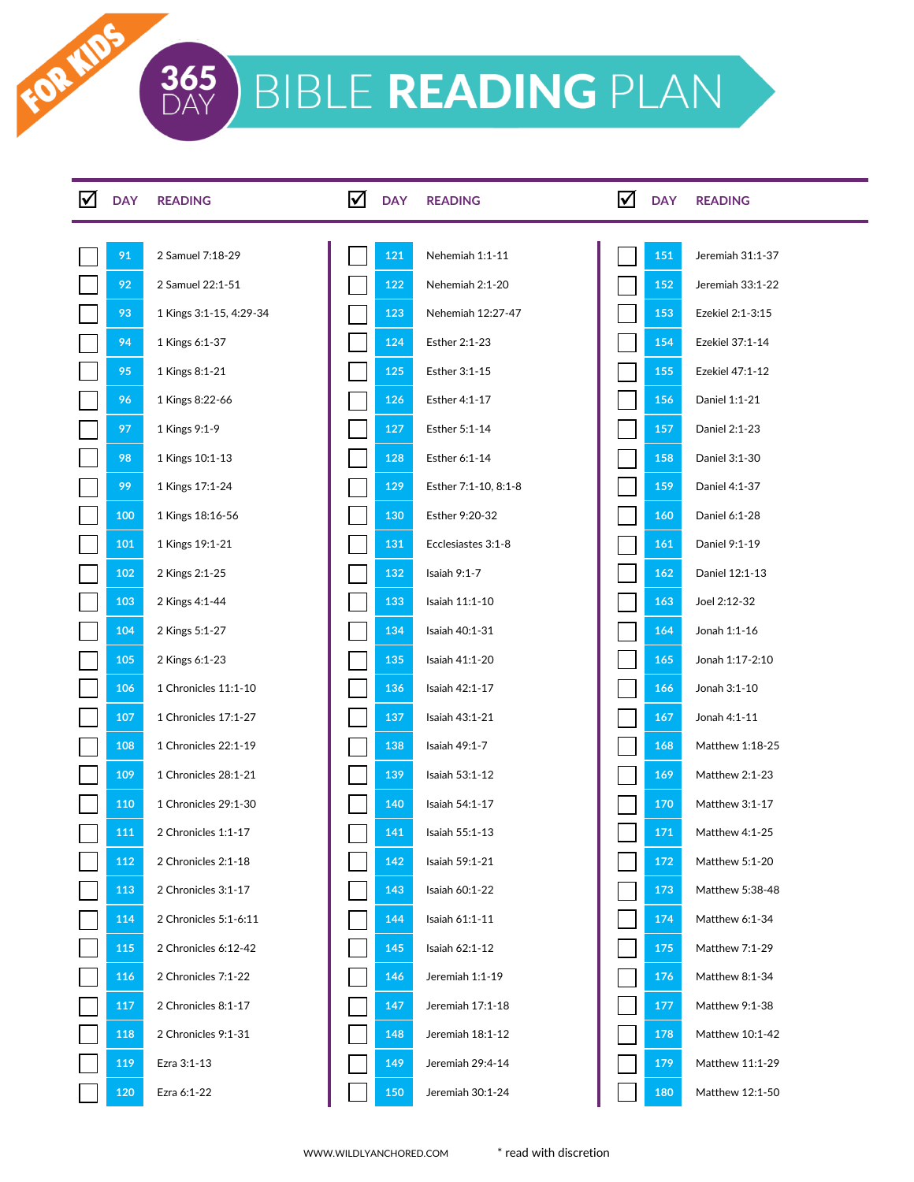FOR KIDS

# 365 DAY BIBLE READING PLAN

| ☑ | DAY | READING |
|---|---|---|
| ☐ | 91 | 2 Samuel 7:18-29 |
| ☐ | 92 | 2 Samuel 22:1-51 |
| ☐ | 93 | 1 Kings 3:1-15, 4:29-34 |
| ☐ | 94 | 1 Kings 6:1-37 |
| ☐ | 95 | 1 Kings 8:1-21 |
| ☐ | 96 | 1 Kings 8:22-66 |
| ☐ | 97 | 1 Kings 9:1-9 |
| ☐ | 98 | 1 Kings 10:1-13 |
| ☐ | 99 | 1 Kings 17:1-24 |
| ☐ | 100 | 1 Kings 18:16-56 |
| ☐ | 101 | 1 Kings 19:1-21 |
| ☐ | 102 | 2 Kings 2:1-25 |
| ☐ | 103 | 2 Kings 4:1-44 |
| ☐ | 104 | 2 Kings 5:1-27 |
| ☐ | 105 | 2 Kings 6:1-23 |
| ☐ | 106 | 1 Chronicles 11:1-10 |
| ☐ | 107 | 1 Chronicles 17:1-27 |
| ☐ | 108 | 1 Chronicles 22:1-19 |
| ☐ | 109 | 1 Chronicles 28:1-21 |
| ☐ | 110 | 1 Chronicles 29:1-30 |
| ☐ | 111 | 2 Chronicles 1:1-17 |
| ☐ | 112 | 2 Chronicles 2:1-18 |
| ☐ | 113 | 2 Chronicles 3:1-17 |
| ☐ | 114 | 2 Chronicles 5:1-6:11 |
| ☐ | 115 | 2 Chronicles 6:12-42 |
| ☐ | 116 | 2 Chronicles 7:1-22 |
| ☐ | 117 | 2 Chronicles 8:1-17 |
| ☐ | 118 | 2 Chronicles 9:1-31 |
| ☐ | 119 | Ezra 3:1-13 |
| ☐ | 120 | Ezra 6:1-22 |
| ☐ | 121 | Nehemiah 1:1-11 |
| ☐ | 122 | Nehemiah 2:1-20 |
| ☐ | 123 | Nehemiah 12:27-47 |
| ☐ | 124 | Esther 2:1-23 |
| ☐ | 125 | Esther 3:1-15 |
| ☐ | 126 | Esther 4:1-17 |
| ☐ | 127 | Esther 5:1-14 |
| ☐ | 128 | Esther 6:1-14 |
| ☐ | 129 | Esther 7:1-10, 8:1-8 |
| ☐ | 130 | Esther 9:20-32 |
| ☐ | 131 | Ecclesiastes 3:1-8 |
| ☐ | 132 | Isaiah 9:1-7 |
| ☐ | 133 | Isaiah 11:1-10 |
| ☐ | 134 | Isaiah 40:1-31 |
| ☐ | 135 | Isaiah 41:1-20 |
| ☐ | 136 | Isaiah 42:1-17 |
| ☐ | 137 | Isaiah 43:1-21 |
| ☐ | 138 | Isaiah 49:1-7 |
| ☐ | 139 | Isaiah 53:1-12 |
| ☐ | 140 | Isaiah 54:1-17 |
| ☐ | 141 | Isaiah 55:1-13 |
| ☐ | 142 | Isaiah 59:1-21 |
| ☐ | 143 | Isaiah 60:1-22 |
| ☐ | 144 | Isaiah 61:1-11 |
| ☐ | 145 | Isaiah 62:1-12 |
| ☐ | 146 | Jeremiah 1:1-19 |
| ☐ | 147 | Jeremiah 17:1-18 |
| ☐ | 148 | Jeremiah 18:1-12 |
| ☐ | 149 | Jeremiah 29:4-14 |
| ☐ | 150 | Jeremiah 30:1-24 |
| ☐ | 151 | Jeremiah 31:1-37 |
| ☐ | 152 | Jeremiah 33:1-22 |
| ☐ | 153 | Ezekiel 2:1-3:15 |
| ☐ | 154 | Ezekiel 37:1-14 |
| ☐ | 155 | Ezekiel 47:1-12 |
| ☐ | 156 | Daniel 1:1-21 |
| ☐ | 157 | Daniel 2:1-23 |
| ☐ | 158 | Daniel 3:1-30 |
| ☐ | 159 | Daniel 4:1-37 |
| ☐ | 160 | Daniel 6:1-28 |
| ☐ | 161 | Daniel 9:1-19 |
| ☐ | 162 | Daniel 12:1-13 |
| ☐ | 163 | Joel 2:12-32 |
| ☐ | 164 | Jonah 1:1-16 |
| ☐ | 165 | Jonah 1:17-2:10 |
| ☐ | 166 | Jonah 3:1-10 |
| ☐ | 167 | Jonah 4:1-11 |
| ☐ | 168 | Matthew 1:18-25 |
| ☐ | 169 | Matthew 2:1-23 |
| ☐ | 170 | Matthew 3:1-17 |
| ☐ | 171 | Matthew 4:1-25 |
| ☐ | 172 | Matthew 5:1-20 |
| ☐ | 173 | Matthew 5:38-48 |
| ☐ | 174 | Matthew 6:1-34 |
| ☐ | 175 | Matthew 7:1-29 |
| ☐ | 176 | Matthew 8:1-34 |
| ☐ | 177 | Matthew 9:1-38 |
| ☐ | 178 | Matthew 10:1-42 |
| ☐ | 179 | Matthew 11:1-29 |
| ☐ | 180 | Matthew 12:1-50 |

WWW.WILDLYANCHORED.COM

* read with discretion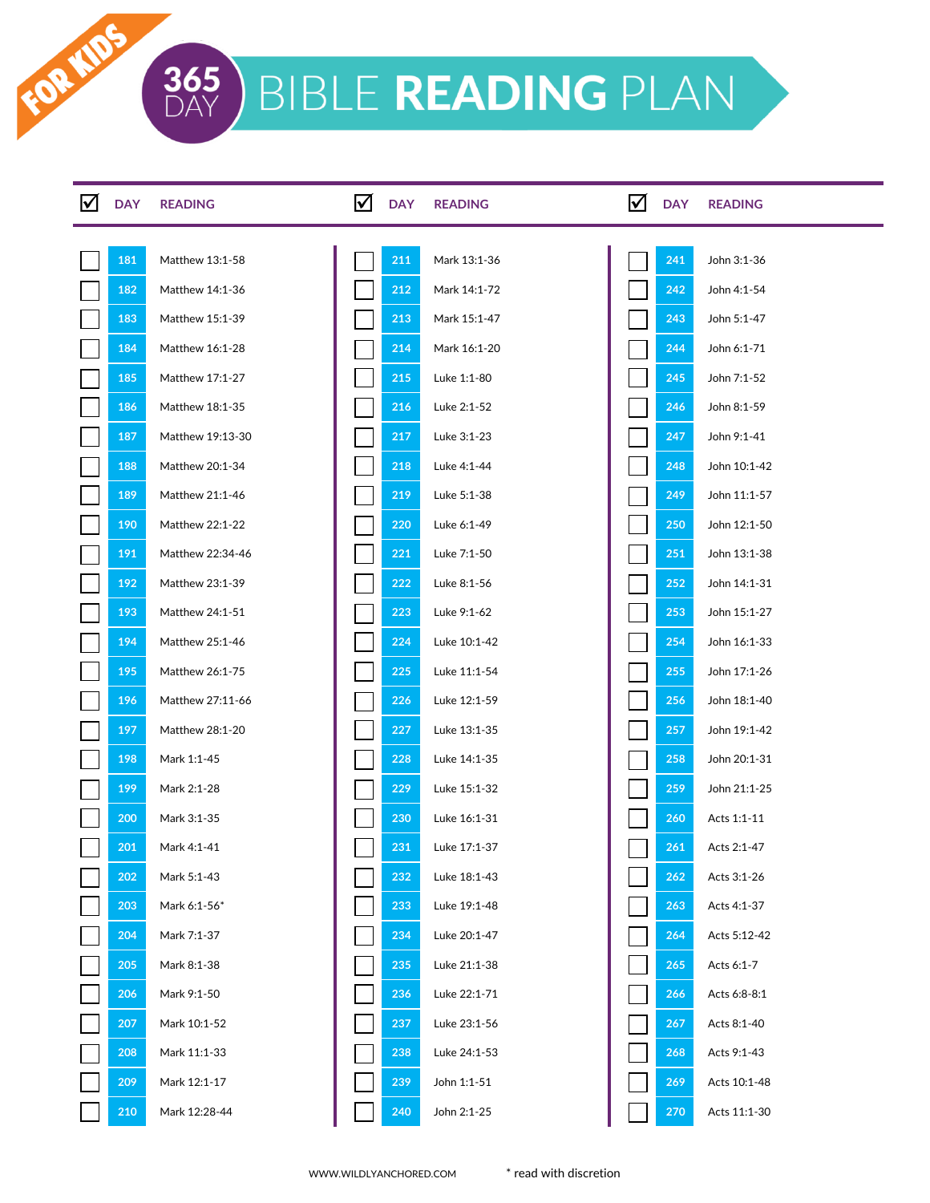FOR KIDS

# 365 DAY BIBLE READING PLAN

| ☑ | DAY | READING |
|---|---|---|
| ☐ | 181 | Matthew 13:1-58 |
| ☐ | 182 | Matthew 14:1-36 |
| ☐ | 183 | Matthew 15:1-39 |
| ☐ | 184 | Matthew 16:1-28 |
| ☐ | 185 | Matthew 17:1-27 |
| ☐ | 186 | Matthew 18:1-35 |
| ☐ | 187 | Matthew 19:13-30 |
| ☐ | 188 | Matthew 20:1-34 |
| ☐ | 189 | Matthew 21:1-46 |
| ☐ | 190 | Matthew 22:1-22 |
| ☐ | 191 | Matthew 22:34-46 |
| ☐ | 192 | Matthew 23:1-39 |
| ☐ | 193 | Matthew 24:1-51 |
| ☐ | 194 | Matthew 25:1-46 |
| ☐ | 195 | Matthew 26:1-75 |
| ☐ | 196 | Matthew 27:11-66 |
| ☐ | 197 | Matthew 28:1-20 |
| ☐ | 198 | Mark 1:1-45 |
| ☐ | 199 | Mark 2:1-28 |
| ☐ | 200 | Mark 3:1-35 |
| ☐ | 201 | Mark 4:1-41 |
| ☐ | 202 | Mark 5:1-43 |
| ☐ | 203 | Mark 6:1-56* |
| ☐ | 204 | Mark 7:1-37 |
| ☐ | 205 | Mark 8:1-38 |
| ☐ | 206 | Mark 9:1-50 |
| ☐ | 207 | Mark 10:1-52 |
| ☐ | 208 | Mark 11:1-33 |
| ☐ | 209 | Mark 12:1-17 |
| ☐ | 210 | Mark 12:28-44 |
| ☐ | 211 | Mark 13:1-36 |
| ☐ | 212 | Mark 14:1-72 |
| ☐ | 213 | Mark 15:1-47 |
| ☐ | 214 | Mark 16:1-20 |
| ☐ | 215 | Luke 1:1-80 |
| ☐ | 216 | Luke 2:1-52 |
| ☐ | 217 | Luke 3:1-23 |
| ☐ | 218 | Luke 4:1-44 |
| ☐ | 219 | Luke 5:1-38 |
| ☐ | 220 | Luke 6:1-49 |
| ☐ | 221 | Luke 7:1-50 |
| ☐ | 222 | Luke 8:1-56 |
| ☐ | 223 | Luke 9:1-62 |
| ☐ | 224 | Luke 10:1-42 |
| ☐ | 225 | Luke 11:1-54 |
| ☐ | 226 | Luke 12:1-59 |
| ☐ | 227 | Luke 13:1-35 |
| ☐ | 228 | Luke 14:1-35 |
| ☐ | 229 | Luke 15:1-32 |
| ☐ | 230 | Luke 16:1-31 |
| ☐ | 231 | Luke 17:1-37 |
| ☐ | 232 | Luke 18:1-43 |
| ☐ | 233 | Luke 19:1-48 |
| ☐ | 234 | Luke 20:1-47 |
| ☐ | 235 | Luke 21:1-38 |
| ☐ | 236 | Luke 22:1-71 |
| ☐ | 237 | Luke 23:1-56 |
| ☐ | 238 | Luke 24:1-53 |
| ☐ | 239 | John 1:1-51 |
| ☐ | 240 | John 2:1-25 |
| ☐ | 241 | John 3:1-36 |
| ☐ | 242 | John 4:1-54 |
| ☐ | 243 | John 5:1-47 |
| ☐ | 244 | John 6:1-71 |
| ☐ | 245 | John 7:1-52 |
| ☐ | 246 | John 8:1-59 |
| ☐ | 247 | John 9:1-41 |
| ☐ | 248 | John 10:1-42 |
| ☐ | 249 | John 11:1-57 |
| ☐ | 250 | John 12:1-50 |
| ☐ | 251 | John 13:1-38 |
| ☐ | 252 | John 14:1-31 |
| ☐ | 253 | John 15:1-27 |
| ☐ | 254 | John 16:1-33 |
| ☐ | 255 | John 17:1-26 |
| ☐ | 256 | John 18:1-40 |
| ☐ | 257 | John 19:1-42 |
| ☐ | 258 | John 20:1-31 |
| ☐ | 259 | John 21:1-25 |
| ☐ | 260 | Acts 1:1-11 |
| ☐ | 261 | Acts 2:1-47 |
| ☐ | 262 | Acts 3:1-26 |
| ☐ | 263 | Acts 4:1-37 |
| ☐ | 264 | Acts 5:12-42 |
| ☐ | 265 | Acts 6:1-7 |
| ☐ | 266 | Acts 6:8-8:1 |
| ☐ | 267 | Acts 8:1-40 |
| ☐ | 268 | Acts 9:1-43 |
| ☐ | 269 | Acts 10:1-48 |
| ☐ | 270 | Acts 11:1-30 |

WWW.WILDLYANCHORED.COM

* read with discretion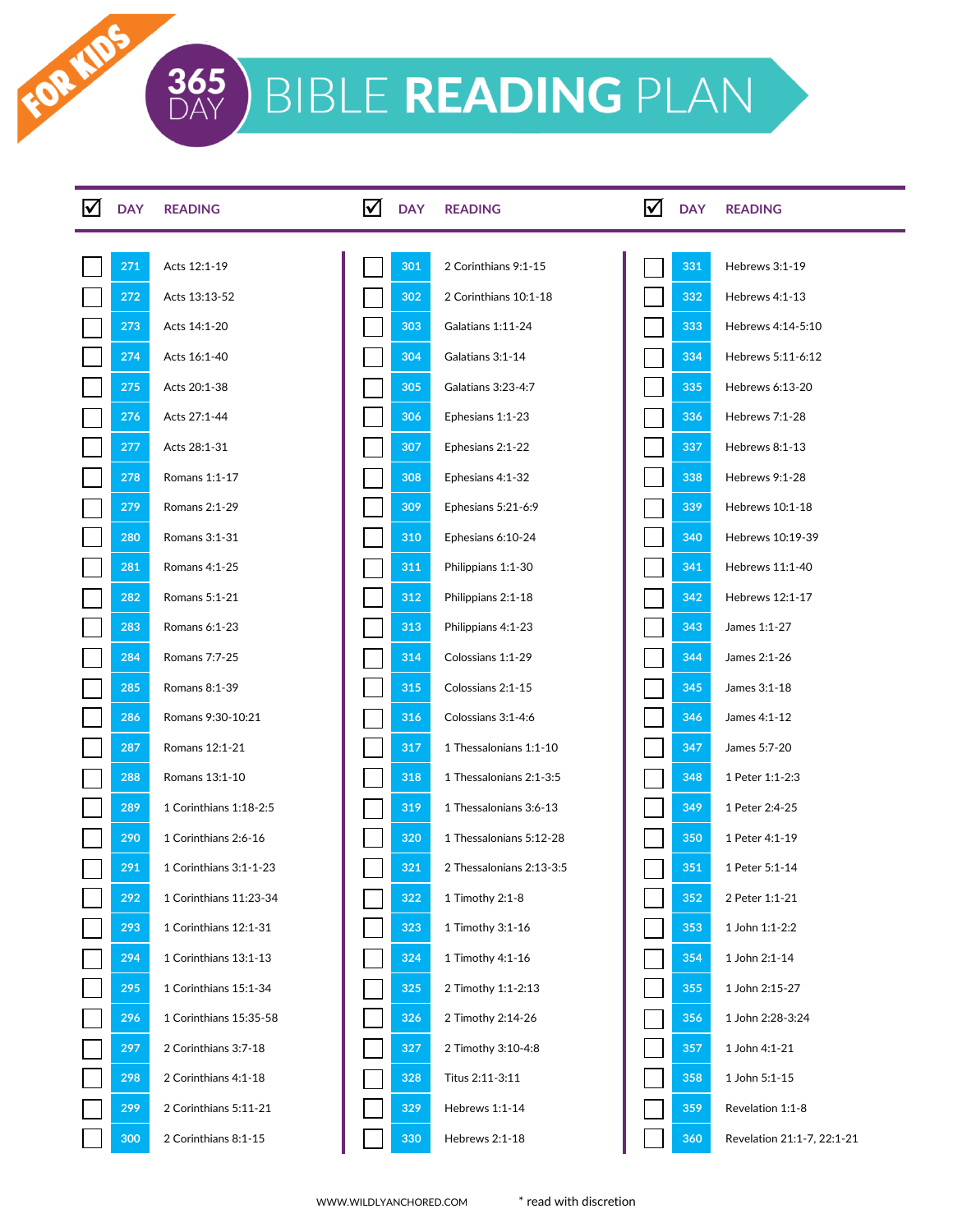FOR KIDS

# 365 DAY BIBLE READING PLAN

| ☑ | DAY | READING |
|---|---|---|
| ☐ | 271 | Acts 12:1-19 |
| ☐ | 272 | Acts 13:13-52 |
| ☐ | 273 | Acts 14:1-20 |
| ☐ | 274 | Acts 16:1-40 |
| ☐ | 275 | Acts 20:1-38 |
| ☐ | 276 | Acts 27:1-44 |
| ☐ | 277 | Acts 28:1-31 |
| ☐ | 278 | Romans 1:1-17 |
| ☐ | 279 | Romans 2:1-29 |
| ☐ | 280 | Romans 3:1-31 |
| ☐ | 281 | Romans 4:1-25 |
| ☐ | 282 | Romans 5:1-21 |
| ☐ | 283 | Romans 6:1-23 |
| ☐ | 284 | Romans 7:7-25 |
| ☐ | 285 | Romans 8:1-39 |
| ☐ | 286 | Romans 9:30-10:21 |
| ☐ | 287 | Romans 12:1-21 |
| ☐ | 288 | Romans 13:1-10 |
| ☐ | 289 | 1 Corinthians 1:18-2:5 |
| ☐ | 290 | 1 Corinthians 2:6-16 |
| ☐ | 291 | 1 Corinthians 3:1-1-23 |
| ☐ | 292 | 1 Corinthians 11:23-34 |
| ☐ | 293 | 1 Corinthians 12:1-31 |
| ☐ | 294 | 1 Corinthians 13:1-13 |
| ☐ | 295 | 1 Corinthians 15:1-34 |
| ☐ | 296 | 1 Corinthians 15:35-58 |
| ☐ | 297 | 2 Corinthians 3:7-18 |
| ☐ | 298 | 2 Corinthians 4:1-18 |
| ☐ | 299 | 2 Corinthians 5:11-21 |
| ☐ | 300 | 2 Corinthians 8:1-15 |

| ☑ | DAY | READING |
|---|---|---|
| ☐ | 301 | 2 Corinthians 9:1-15 |
| ☐ | 302 | 2 Corinthians 10:1-18 |
| ☐ | 303 | Galatians 1:11-24 |
| ☐ | 304 | Galatians 3:1-14 |
| ☐ | 305 | Galatians 3:23-4:7 |
| ☐ | 306 | Ephesians 1:1-23 |
| ☐ | 307 | Ephesians 2:1-22 |
| ☐ | 308 | Ephesians 4:1-32 |
| ☐ | 309 | Ephesians 5:21-6:9 |
| ☐ | 310 | Ephesians 6:10-24 |
| ☐ | 311 | Philippians 1:1-30 |
| ☐ | 312 | Philippians 2:1-18 |
| ☐ | 313 | Philippians 4:1-23 |
| ☐ | 314 | Colossians 1:1-29 |
| ☐ | 315 | Colossians 2:1-15 |
| ☐ | 316 | Colossians 3:1-4:6 |
| ☐ | 317 | 1 Thessalonians 1:1-10 |
| ☐ | 318 | 1 Thessalonians 2:1-3:5 |
| ☐ | 319 | 1 Thessalonians 3:6-13 |
| ☐ | 320 | 1 Thessalonians 5:12-28 |
| ☐ | 321 | 2 Thessalonians 2:13-3:5 |
| ☐ | 322 | 1 Timothy 2:1-8 |
| ☐ | 323 | 1 Timothy 3:1-16 |
| ☐ | 324 | 1 Timothy 4:1-16 |
| ☐ | 325 | 2 Timothy 1:1-2:13 |
| ☐ | 326 | 2 Timothy 2:14-26 |
| ☐ | 327 | 2 Timothy 3:10-4:8 |
| ☐ | 328 | Titus 2:11-3:11 |
| ☐ | 329 | Hebrews 1:1-14 |
| ☐ | 330 | Hebrews 2:1-18 |

| ☑ | DAY | READING |
|---|---|---|
| ☐ | 331 | Hebrews 3:1-19 |
| ☐ | 332 | Hebrews 4:1-13 |
| ☐ | 333 | Hebrews 4:14-5:10 |
| ☐ | 334 | Hebrews 5:11-6:12 |
| ☐ | 335 | Hebrews 6:13-20 |
| ☐ | 336 | Hebrews 7:1-28 |
| ☐ | 337 | Hebrews 8:1-13 |
| ☐ | 338 | Hebrews 9:1-28 |
| ☐ | 339 | Hebrews 10:1-18 |
| ☐ | 340 | Hebrews 10:19-39 |
| ☐ | 341 | Hebrews 11:1-40 |
| ☐ | 342 | Hebrews 12:1-17 |
| ☐ | 343 | James 1:1-27 |
| ☐ | 344 | James 2:1-26 |
| ☐ | 345 | James 3:1-18 |
| ☐ | 346 | James 4:1-12 |
| ☐ | 347 | James 5:7-20 |
| ☐ | 348 | 1 Peter 1:1-2:3 |
| ☐ | 349 | 1 Peter 2:4-25 |
| ☐ | 350 | 1 Peter 4:1-19 |
| ☐ | 351 | 1 Peter 5:1-14 |
| ☐ | 352 | 2 Peter 1:1-21 |
| ☐ | 353 | 1 John 1:1-2:2 |
| ☐ | 354 | 1 John 2:1-14 |
| ☐ | 355 | 1 John 2:15-27 |
| ☐ | 356 | 1 John 2:28-3:24 |
| ☐ | 357 | 1 John 4:1-21 |
| ☐ | 358 | 1 John 5:1-15 |
| ☐ | 359 | Revelation 1:1-8 |
| ☐ | 360 | Revelation 21:1-7, 22:1-21 |

WWW.WILDLYANCHORED.COM

* read with discretion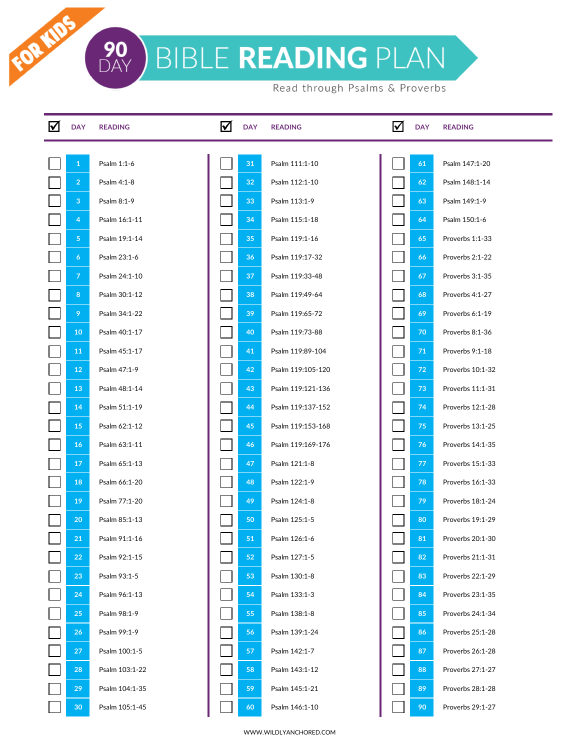FOR KIDS

# 90 DAY BIBLE READING PLAN

Read through Psalms & Proverbs

| ☑ | DAY | READING |
|---|---|---|
| ☐ | 1 | Psalm 1:1-6 |
| ☐ | 2 | Psalm 4:1-8 |
| ☐ | 3 | Psalm 8:1-9 |
| ☐ | 4 | Psalm 16:1-11 |
| ☐ | 5 | Psalm 19:1-14 |
| ☐ | 6 | Psalm 23:1-6 |
| ☐ | 7 | Psalm 24:1-10 |
| ☐ | 8 | Psalm 30:1-12 |
| ☐ | 9 | Psalm 34:1-22 |
| ☐ | 10 | Psalm 40:1-17 |
| ☐ | 11 | Psalm 45:1-17 |
| ☐ | 12 | Psalm 47:1-9 |
| ☐ | 13 | Psalm 48:1-14 |
| ☐ | 14 | Psalm 51:1-19 |
| ☐ | 15 | Psalm 62:1-12 |
| ☐ | 16 | Psalm 63:1-11 |
| ☐ | 17 | Psalm 65:1-13 |
| ☐ | 18 | Psalm 66:1-20 |
| ☐ | 19 | Psalm 77:1-20 |
| ☐ | 20 | Psalm 85:1-13 |
| ☐ | 21 | Psalm 91:1-16 |
| ☐ | 22 | Psalm 92:1-15 |
| ☐ | 23 | Psalm 93:1-5 |
| ☐ | 24 | Psalm 96:1-13 |
| ☐ | 25 | Psalm 98:1-9 |
| ☐ | 26 | Psalm 99:1-9 |
| ☐ | 27 | Psalm 100:1-5 |
| ☐ | 28 | Psalm 103:1-22 |
| ☐ | 29 | Psalm 104:1-35 |
| ☐ | 30 | Psalm 105:1-45 |
| ☐ | 31 | Psalm 111:1-10 |
| ☐ | 32 | Psalm 112:1-10 |
| ☐ | 33 | Psalm 113:1-9 |
| ☐ | 34 | Psalm 115:1-18 |
| ☐ | 35 | Psalm 119:1-16 |
| ☐ | 36 | Psalm 119:17-32 |
| ☐ | 37 | Psalm 119:33-48 |
| ☐ | 38 | Psalm 119:49-64 |
| ☐ | 39 | Psalm 119:65-72 |
| ☐ | 40 | Psalm 119:73-88 |
| ☐ | 41 | Psalm 119:89-104 |
| ☐ | 42 | Psalm 119:105-120 |
| ☐ | 43 | Psalm 119:121-136 |
| ☐ | 44 | Psalm 119:137-152 |
| ☐ | 45 | Psalm 119:153-168 |
| ☐ | 46 | Psalm 119:169-176 |
| ☐ | 47 | Psalm 121:1-8 |
| ☐ | 48 | Psalm 122:1-9 |
| ☐ | 49 | Psalm 124:1-8 |
| ☐ | 50 | Psalm 125:1-5 |
| ☐ | 51 | Psalm 126:1-6 |
| ☐ | 52 | Psalm 127:1-5 |
| ☐ | 53 | Psalm 130:1-8 |
| ☐ | 54 | Psalm 133:1-3 |
| ☐ | 55 | Psalm 138:1-8 |
| ☐ | 56 | Psalm 139:1-24 |
| ☐ | 57 | Psalm 142:1-7 |
| ☐ | 58 | Psalm 143:1-12 |
| ☐ | 59 | Psalm 145:1-21 |
| ☐ | 60 | Psalm 146:1-10 |
| ☐ | 61 | Psalm 147:1-20 |
| ☐ | 62 | Psalm 148:1-14 |
| ☐ | 63 | Psalm 149:1-9 |
| ☐ | 64 | Psalm 150:1-6 |
| ☐ | 65 | Proverbs 1:1-33 |
| ☐ | 66 | Proverbs 2:1-22 |
| ☐ | 67 | Proverbs 3:1-35 |
| ☐ | 68 | Proverbs 4:1-27 |
| ☐ | 69 | Proverbs 6:1-19 |
| ☐ | 70 | Proverbs 8:1-36 |
| ☐ | 71 | Proverbs 9:1-18 |
| ☐ | 72 | Proverbs 10:1-32 |
| ☐ | 73 | Proverbs 11:1-31 |
| ☐ | 74 | Proverbs 12:1-28 |
| ☐ | 75 | Proverbs 13:1-25 |
| ☐ | 76 | Proverbs 14:1-35 |
| ☐ | 77 | Proverbs 15:1-33 |
| ☐ | 78 | Proverbs 16:1-33 |
| ☐ | 79 | Proverbs 18:1-24 |
| ☐ | 80 | Proverbs 19:1-29 |
| ☐ | 81 | Proverbs 20:1-30 |
| ☐ | 82 | Proverbs 21:1-31 |
| ☐ | 83 | Proverbs 22:1-29 |
| ☐ | 84 | Proverbs 23:1-35 |
| ☐ | 85 | Proverbs 24:1-34 |
| ☐ | 86 | Proverbs 25:1-28 |
| ☐ | 87 | Proverbs 26:1-28 |
| ☐ | 88 | Proverbs 27:1-27 |
| ☐ | 89 | Proverbs 28:1-28 |
| ☐ | 90 | Proverbs 29:1-27 |

WWW.WILDLYANCHORED.COM